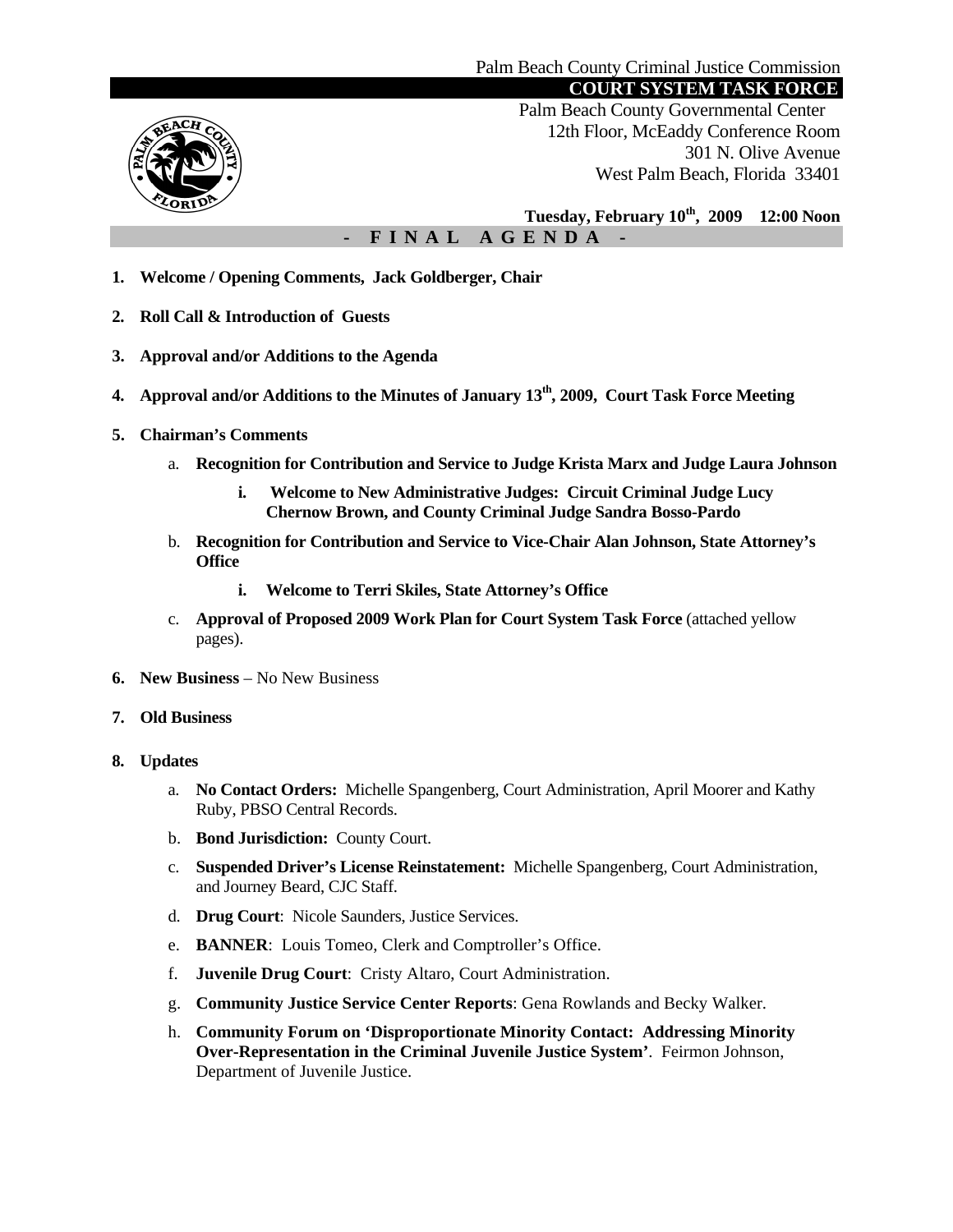Palm Beach County Criminal Justice Commission

# COURT SYSTEM TASK FORCE

Palm Beach County Governmental Center
12th Floor, McEaddy Conference Room
301 N. Olive Avenue
West Palm Beach, Florida 33401

**Tuesday, February 10th, 2009 12:00 Noon**

## - F I N A L A G E N D A -

1. **Welcome / Opening Comments, Jack Goldberger, Chair**
2. **Roll Call & Introduction of Guests**
3. **Approval and/or Additions to the Agenda**
4. **Approval and/or Additions to the Minutes of January 13th, 2009, Court Task Force Meeting**
5. **Chairman's Comments**
   a. **Recognition for Contribution and Service to Judge Krista Marx and Judge Laura Johnson**
      i. **Welcome to New Administrative Judges: Circuit Criminal Judge Lucy Chernow Brown, and County Criminal Judge Sandra Bosso-Pardo**
   b. **Recognition for Contribution and Service to Vice-Chair Alan Johnson, State Attorney's Office**
      i. **Welcome to Terri Skiles, State Attorney's Office**
   c. **Approval of Proposed 2009 Work Plan for Court System Task Force** (attached yellow pages).
6. **New Business** – No New Business
7. **Old Business**
8. **Updates**
   a. **No Contact Orders:** Michelle Spangenberg, Court Administration, April Moorer and Kathy Ruby, PBSO Central Records.
   b. **Bond Jurisdiction:** County Court.
   c. **Suspended Driver's License Reinstatement:** Michelle Spangenberg, Court Administration, and Journey Beard, CJC Staff.
   d. **Drug Court**: Nicole Saunders, Justice Services.
   e. **BANNER**: Louis Tomeo, Clerk and Comptroller's Office.
   f. **Juvenile Drug Court**: Cristy Altaro, Court Administration.
   g. **Community Justice Service Center Reports**: Gena Rowlands and Becky Walker.
   h. **Community Forum on 'Disproportionate Minority Contact: Addressing Minority Over-Representation in the Criminal Juvenile Justice System'**. Feirmon Johnson, Department of Juvenile Justice.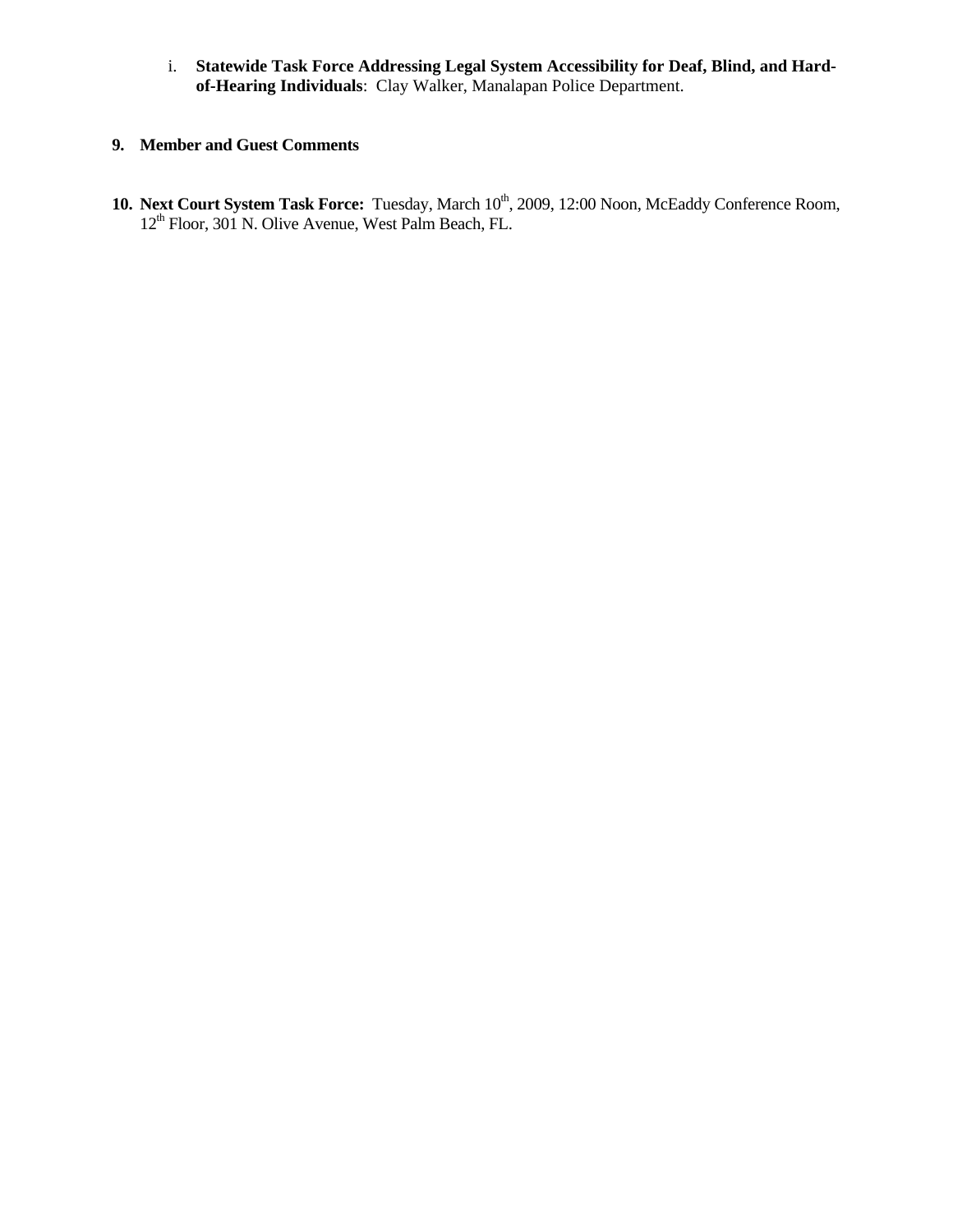i. **Statewide Task Force Addressing Legal System Accessibility for Deaf, Blind, and Hard-of-Hearing Individuals**: Clay Walker, Manalapan Police Department.

**9. Member and Guest Comments**

**10. Next Court System Task Force:** Tuesday, March 10th, 2009, 12:00 Noon, McEaddy Conference Room, 12th Floor, 301 N. Olive Avenue, West Palm Beach, FL.